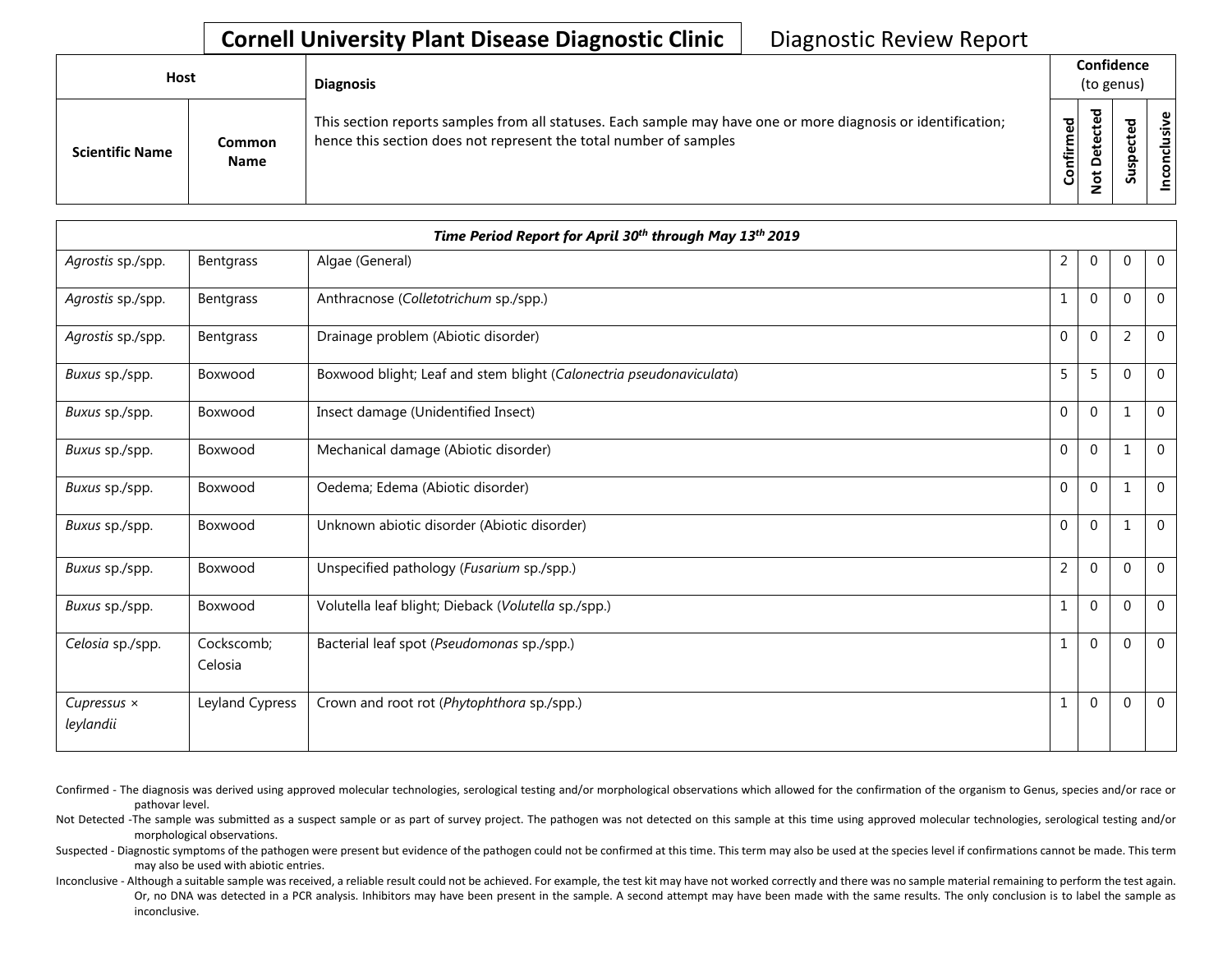# Cornell University Plant Disease Diagnostic Clinic

Diagnostic Review Report

| Host | | Diagnosis | Confidence (to genus) | | | |
|---|---|---|---|---|---|---|
| **Scientific Name** | **Common Name** | This section reports samples from all statuses. Each sample may have one or more diagnosis or identification; hence this section does not represent the total number of samples | **Confirmed** | **Not Detected** | **Suspected** | **Inconclusive** |

| *Time Period Report for April 30th through May 13th 2019* | | | | | | |
|---|---|---|---|---|---|---|
| *Agrostis* sp./spp. | Bentgrass | Algae (General) | 2 | 0 | 0 | 0 |
| *Agrostis* sp./spp. | Bentgrass | Anthracnose (*Colletotrichum* sp./spp.) | 1 | 0 | 0 | 0 |
| *Agrostis* sp./spp. | Bentgrass | Drainage problem (Abiotic disorder) | 0 | 0 | 2 | 0 |
| *Buxus* sp./spp. | Boxwood | Boxwood blight; Leaf and stem blight (*Calonectria pseudonaviculata*) | 5 | 5 | 0 | 0 |
| *Buxus* sp./spp. | Boxwood | Insect damage (Unidentified Insect) | 0 | 0 | 1 | 0 |
| *Buxus* sp./spp. | Boxwood | Mechanical damage (Abiotic disorder) | 0 | 0 | 1 | 0 |
| *Buxus* sp./spp. | Boxwood | Oedema; Edema (Abiotic disorder) | 0 | 0 | 1 | 0 |
| *Buxus* sp./spp. | Boxwood | Unknown abiotic disorder (Abiotic disorder) | 0 | 0 | 1 | 0 |
| *Buxus* sp./spp. | Boxwood | Unspecified pathology (*Fusarium* sp./spp.) | 2 | 0 | 0 | 0 |
| *Buxus* sp./spp. | Boxwood | Volutella leaf blight; Dieback (*Volutella* sp./spp.) | 1 | 0 | 0 | 0 |
| *Celosia* sp./spp. | Cockscomb; Celosia | Bacterial leaf spot (*Pseudomonas* sp./spp.) | 1 | 0 | 0 | 0 |
| *Cupressus × leylandii* | Leyland Cypress | Crown and root rot (*Phytophthora* sp./spp.) | 1 | 0 | 0 | 0 |

Confirmed - The diagnosis was derived using approved molecular technologies, serological testing and/or morphological observations which allowed for the confirmation of the organism to Genus, species and/or race or pathovar level.

Not Detected -The sample was submitted as a suspect sample or as part of survey project. The pathogen was not detected on this sample at this time using approved molecular technologies, serological testing and/or morphological observations.

Suspected - Diagnostic symptoms of the pathogen were present but evidence of the pathogen could not be confirmed at this time. This term may also be used at the species level if confirmations cannot be made. This term may also be used with abiotic entries.

Inconclusive - Although a suitable sample was received, a reliable result could not be achieved. For example, the test kit may have not worked correctly and there was no sample material remaining to perform the test again. Or, no DNA was detected in a PCR analysis. Inhibitors may have been present in the sample. A second attempt may have been made with the same results. The only conclusion is to label the sample as inconclusive.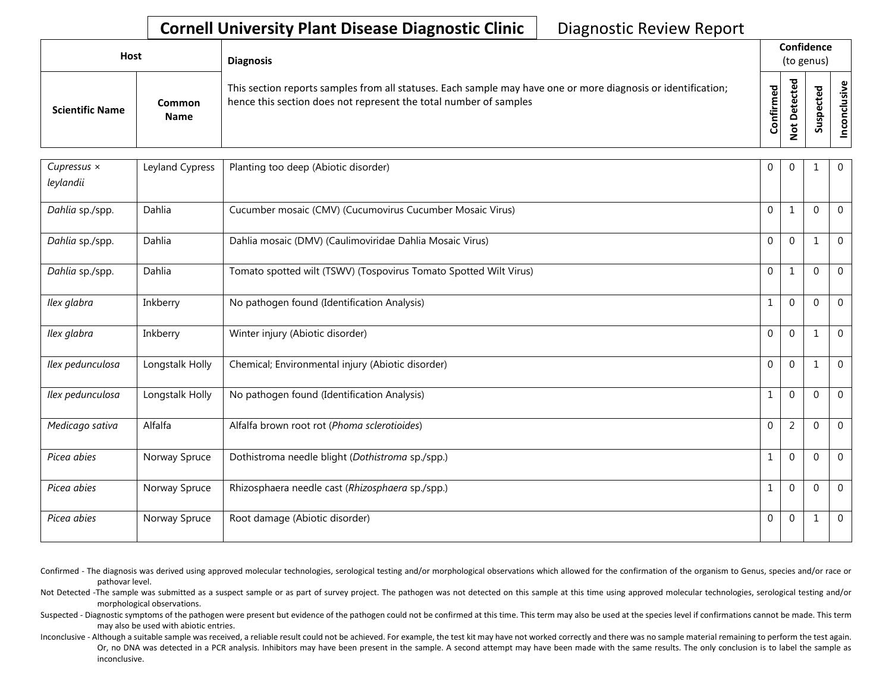**Cornell University Plant Disease Diagnostic Clinic** Diagnostic Review Report

| Host | | Diagnosis | Confidence (to genus) | | | |
|---|---|---|---|---|---|---|
| Scientific Name | Common Name | This section reports samples from all statuses. Each sample may have one or more diagnosis or identification; hence this section does not represent the total number of samples | Confirmed | Not Detected | Suspected | Inconclusive |
| *Cupressus × leylandii* | Leyland Cypress | Planting too deep (Abiotic disorder) | 0 | 0 | 1 | 0 |
| *Dahlia* sp./spp. | Dahlia | Cucumber mosaic (CMV) (Cucumovirus Cucumber Mosaic Virus) | 0 | 1 | 0 | 0 |
| *Dahlia* sp./spp. | Dahlia | Dahlia mosaic (DMV) (Caulimoviridae Dahlia Mosaic Virus) | 0 | 0 | 1 | 0 |
| *Dahlia* sp./spp. | Dahlia | Tomato spotted wilt (TSWV) (Tospovirus Tomato Spotted Wilt Virus) | 0 | 1 | 0 | 0 |
| *Ilex glabra* | Inkberry | No pathogen found (Identification Analysis) | 1 | 0 | 0 | 0 |
| *Ilex glabra* | Inkberry | Winter injury (Abiotic disorder) | 0 | 0 | 1 | 0 |
| *Ilex pedunculosa* | Longstalk Holly | Chemical; Environmental injury (Abiotic disorder) | 0 | 0 | 1 | 0 |
| *Ilex pedunculosa* | Longstalk Holly | No pathogen found (Identification Analysis) | 1 | 0 | 0 | 0 |
| *Medicago sativa* | Alfalfa | Alfalfa brown root rot (*Phoma sclerotioides*) | 0 | 2 | 0 | 0 |
| *Picea abies* | Norway Spruce | Dothistroma needle blight (*Dothistroma* sp./spp.) | 1 | 0 | 0 | 0 |
| *Picea abies* | Norway Spruce | Rhizosphaera needle cast (*Rhizosphaera* sp./spp.) | 1 | 0 | 0 | 0 |
| *Picea abies* | Norway Spruce | Root damage (Abiotic disorder) | 0 | 0 | 1 | 0 |

Confirmed - The diagnosis was derived using approved molecular technologies, serological testing and/or morphological observations which allowed for the confirmation of the organism to Genus, species and/or race or pathovar level.

Not Detected -The sample was submitted as a suspect sample or as part of survey project. The pathogen was not detected on this sample at this time using approved molecular technologies, serological testing and/or morphological observations.

Suspected - Diagnostic symptoms of the pathogen were present but evidence of the pathogen could not be confirmed at this time. This term may also be used at the species level if confirmations cannot be made. This term may also be used with abiotic entries.

Inconclusive - Although a suitable sample was received, a reliable result could not be achieved. For example, the test kit may have not worked correctly and there was no sample material remaining to perform the test again. Or, no DNA was detected in a PCR analysis. Inhibitors may have been present in the sample. A second attempt may have been made with the same results. The only conclusion is to label the sample as inconclusive.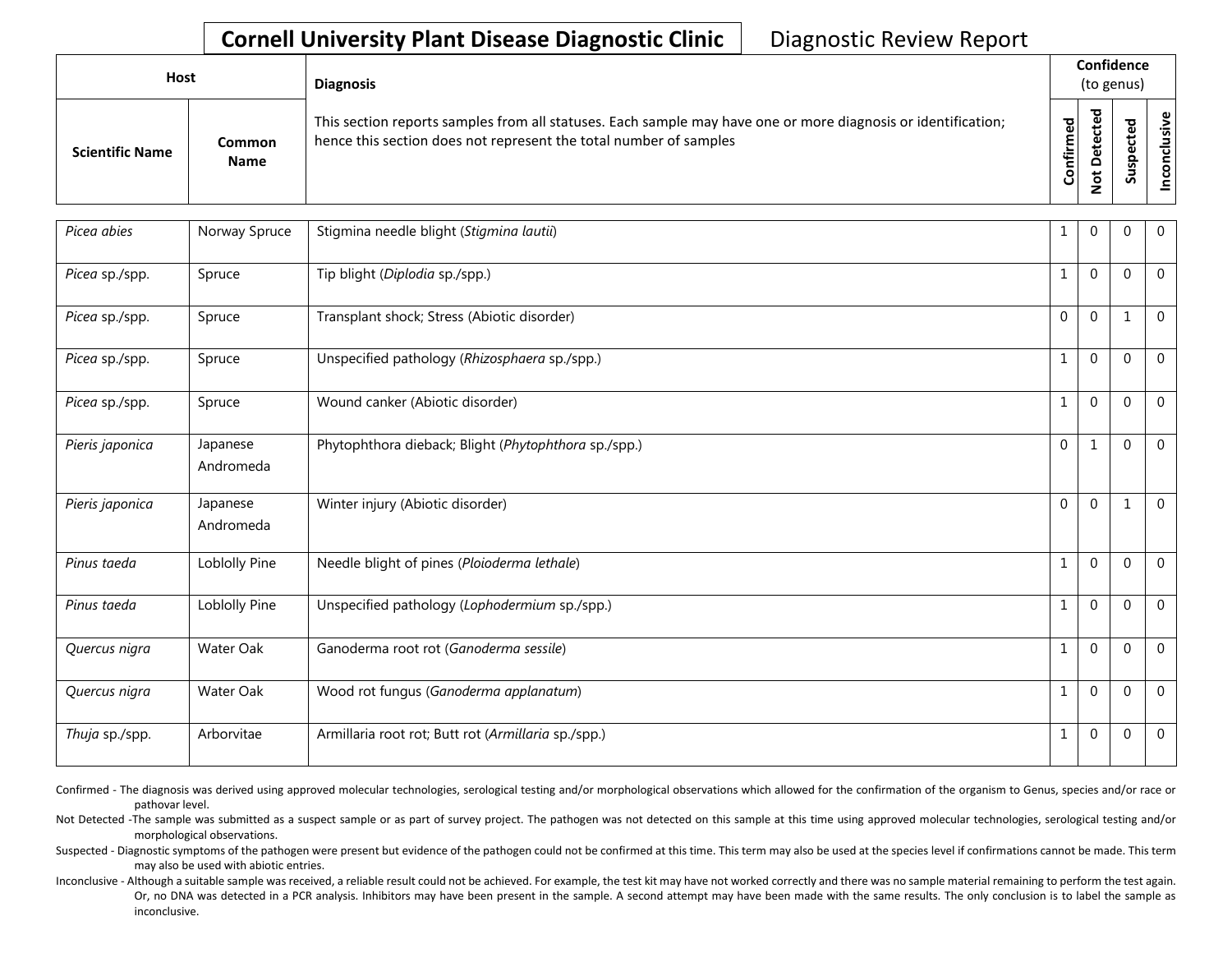**Cornell University Plant Disease Diagnostic Clinic** Diagnostic Review Report

| Host | | Diagnosis | Confidence (to genus) | | | |
|---|---|---|---|---|---|---|
| Scientific Name | Common Name | This section reports samples from all statuses. Each sample may have one or more diagnosis or identification; hence this section does not represent the total number of samples | Confirmed | Not Detected | Suspected | Inconclusive |
| *Picea abies* | Norway Spruce | Stigmina needle blight (*Stigmina lautii*) | 1 | 0 | 0 | 0 |
| *Picea* sp./spp. | Spruce | Tip blight (*Diplodia* sp./spp.) | 1 | 0 | 0 | 0 |
| *Picea* sp./spp. | Spruce | Transplant shock; Stress (Abiotic disorder) | 0 | 0 | 1 | 0 |
| *Picea* sp./spp. | Spruce | Unspecified pathology (*Rhizosphaera* sp./spp.) | 1 | 0 | 0 | 0 |
| *Picea* sp./spp. | Spruce | Wound canker (Abiotic disorder) | 1 | 0 | 0 | 0 |
| *Pieris japonica* | Japanese Andromeda | Phytophthora dieback; Blight (*Phytophthora* sp./spp.) | 0 | 1 | 0 | 0 |
| *Pieris japonica* | Japanese Andromeda | Winter injury (Abiotic disorder) | 0 | 0 | 1 | 0 |
| *Pinus taeda* | Loblolly Pine | Needle blight of pines (*Ploioderma lethale*) | 1 | 0 | 0 | 0 |
| *Pinus taeda* | Loblolly Pine | Unspecified pathology (*Lophodermium* sp./spp.) | 1 | 0 | 0 | 0 |
| *Quercus nigra* | Water Oak | Ganoderma root rot (*Ganoderma sessile*) | 1 | 0 | 0 | 0 |
| *Quercus nigra* | Water Oak | Wood rot fungus (*Ganoderma applanatum*) | 1 | 0 | 0 | 0 |
| *Thuja* sp./spp. | Arborvitae | Armillaria root rot; Butt rot (*Armillaria* sp./spp.) | 1 | 0 | 0 | 0 |

Confirmed - The diagnosis was derived using approved molecular technologies, serological testing and/or morphological observations which allowed for the confirmation of the organism to Genus, species and/or race or pathovar level.

Not Detected -The sample was submitted as a suspect sample or as part of survey project. The pathogen was not detected on this sample at this time using approved molecular technologies, serological testing and/or morphological observations.

Suspected - Diagnostic symptoms of the pathogen were present but evidence of the pathogen could not be confirmed at this time. This term may also be used at the species level if confirmations cannot be made. This term may also be used with abiotic entries.

Inconclusive - Although a suitable sample was received, a reliable result could not be achieved. For example, the test kit may have not worked correctly and there was no sample material remaining to perform the test again. Or, no DNA was detected in a PCR analysis. Inhibitors may have been present in the sample. A second attempt may have been made with the same results. The only conclusion is to label the sample as inconclusive.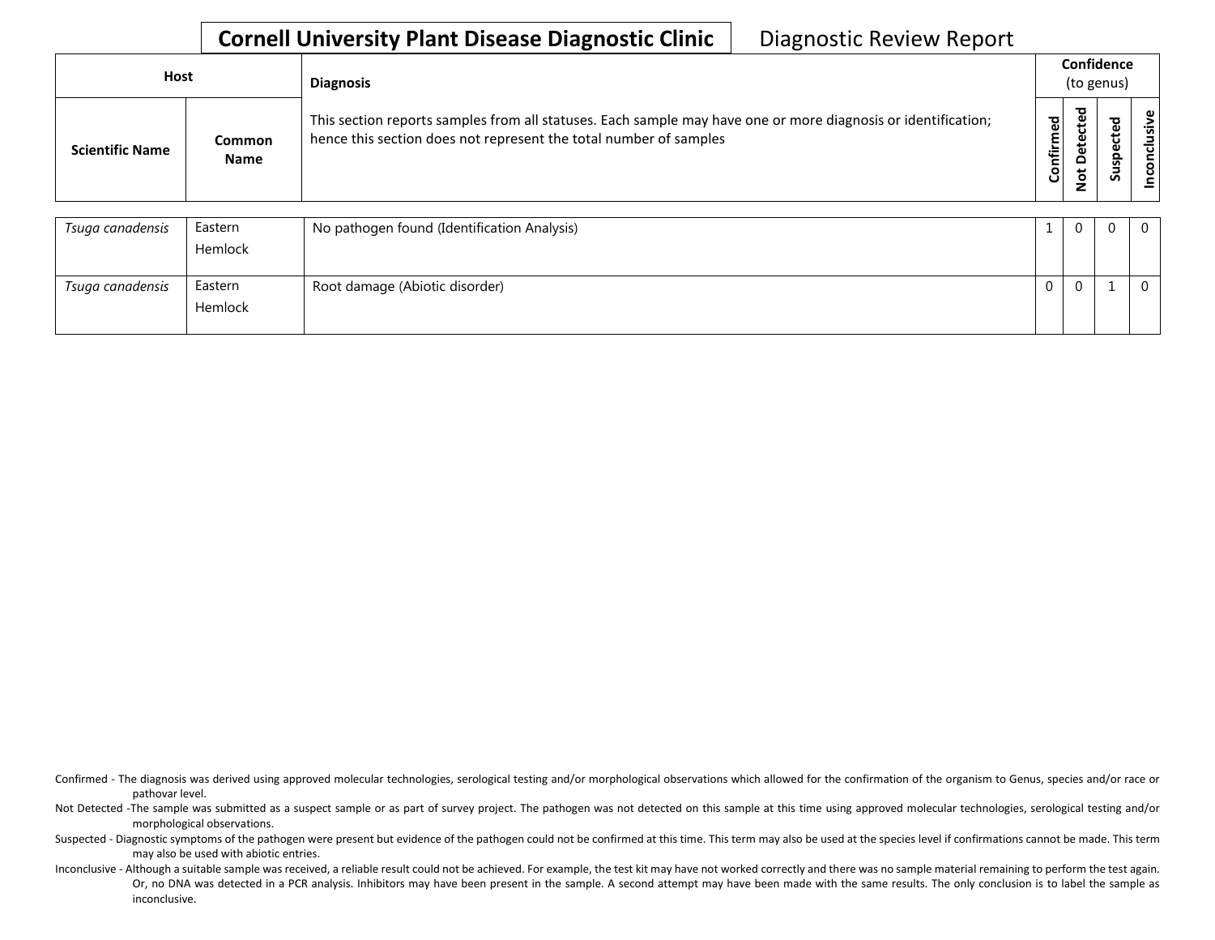**Cornell University Plant Disease Diagnostic Clinic** Diagnostic Review Report

| Host | | Diagnosis | Confidence (to genus) | | | |
|---|---|---|---|---|---|---|
| Scientific Name | Common Name | This section reports samples from all statuses. Each sample may have one or more diagnosis or identification; hence this section does not represent the total number of samples | Confirmed | Not Detected | Suspected | Inconclusive |
| *Tsuga canadensis* | Eastern Hemlock | No pathogen found (Identification Analysis) | 1 | 0 | 0 | 0 |
| *Tsuga canadensis* | Eastern Hemlock | Root damage (Abiotic disorder) | 0 | 0 | 1 | 0 |

Confirmed - The diagnosis was derived using approved molecular technologies, serological testing and/or morphological observations which allowed for the confirmation of the organism to Genus, species and/or race or pathovar level.

Not Detected -The sample was submitted as a suspect sample or as part of survey project. The pathogen was not detected on this sample at this time using approved molecular technologies, serological testing and/or morphological observations.

Suspected - Diagnostic symptoms of the pathogen were present but evidence of the pathogen could not be confirmed at this time. This term may also be used at the species level if confirmations cannot be made. This term may also be used with abiotic entries.

Inconclusive - Although a suitable sample was received, a reliable result could not be achieved. For example, the test kit may have not worked correctly and there was no sample material remaining to perform the test again. Or, no DNA was detected in a PCR analysis. Inhibitors may have been present in the sample. A second attempt may have been made with the same results. The only conclusion is to label the sample as inconclusive.